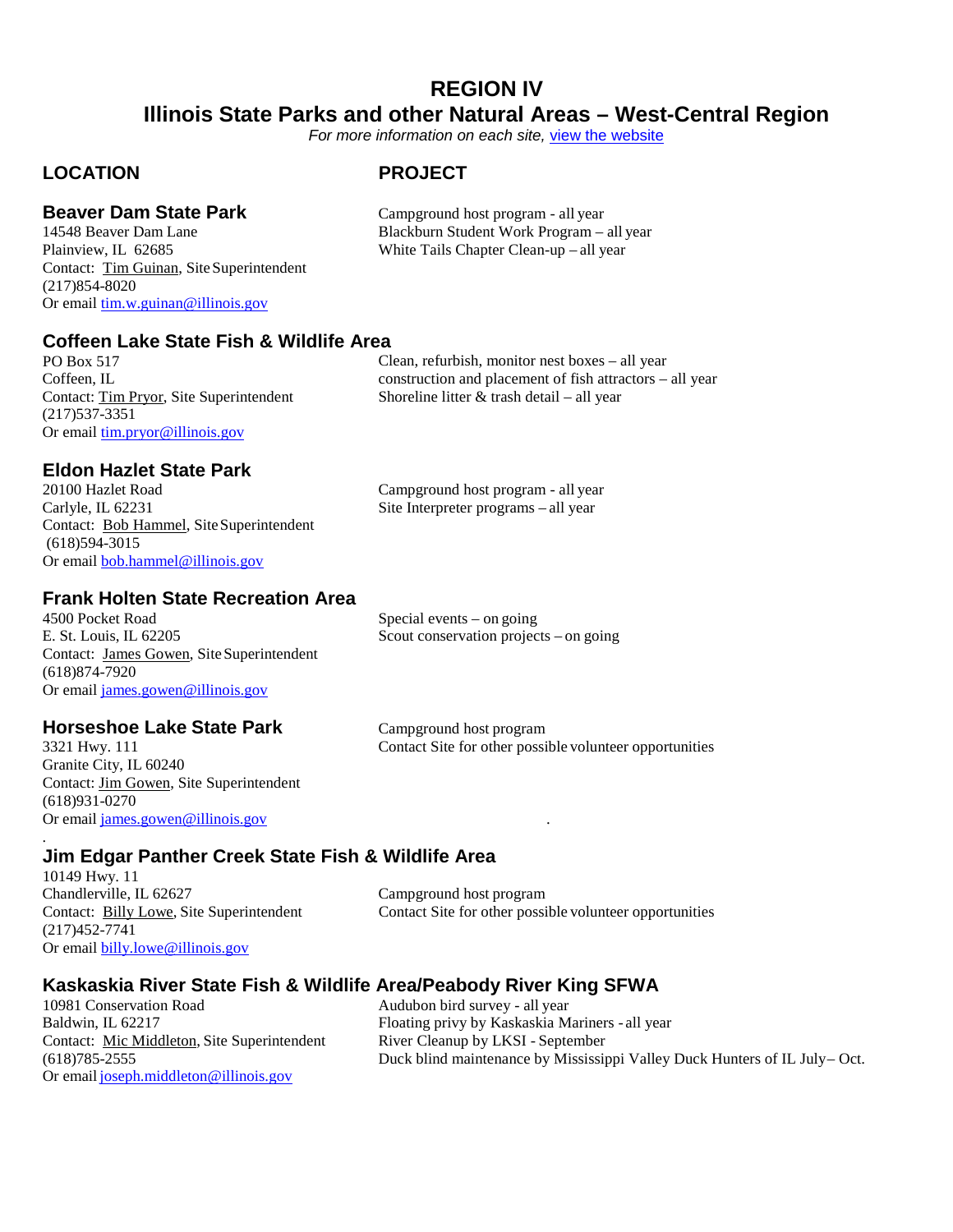# REGION IV

## Illinois State Parks and other Natural Areas – West-Central Region

*For more information on each site, view the website*

| LOCATION | PROJECT |
|---|---|
| **Beaver Dam State Park**<br>14548 Beaver Dam Lane<br>Plainview, IL 62685<br>Contact: Tim Guinan, Site Superintendent<br>(217)854-8020<br>Or email tim.w.guinan@illinois.gov | Campground host program - all year<br>Blackburn Student Work Program – all year<br>White Tails Chapter Clean-up – all year |
| **Coffeen Lake State Fish & Wildlife Area**<br>PO Box 517<br>Coffeen, IL<br>Contact: Tim Pryor, Site Superintendent<br>(217)537-3351<br>Or email tim.pryor@illinois.gov | Clean, refurbish, monitor nest boxes – all year<br>construction and placement of fish attractors – all year<br>Shoreline litter & trash detail – all year |
| **Eldon Hazlet State Park**<br>20100 Hazlet Road<br>Carlyle, IL 62231<br>Contact: Bob Hammel, Site Superintendent<br>(618)594-3015<br>Or email bob.hammel@illinois.gov | Campground host program - all year<br>Site Interpreter programs – all year |
| **Frank Holten State Recreation Area**<br>4500 Pocket Road<br>E. St. Louis, IL 62205<br>Contact: James Gowen, Site Superintendent<br>(618)874-7920<br>Or email james.gowen@illinois.gov | Special events – on going<br>Scout conservation projects – on going |
| **Horseshoe Lake State Park**<br>3321 Hwy. 111<br>Granite City, IL 60240<br>Contact: Jim Gowen, Site Superintendent<br>(618)931-0270<br>Or email james.gowen@illinois.gov | Campground host program<br>Contact Site for other possible volunteer opportunities |
| **Jim Edgar Panther Creek State Fish & Wildlife Area**<br>10149 Hwy. 11<br>Chandlerville, IL 62627<br>Contact: Billy Lowe, Site Superintendent<br>(217)452-7741<br>Or email billy.lowe@illinois.gov | Campground host program<br>Contact Site for other possible volunteer opportunities |
| **Kaskaskia River State Fish & Wildlife Area/Peabody River King SFWA**<br>10981 Conservation Road<br>Baldwin, IL 62217<br>Contact: Mic Middleton, Site Superintendent<br>(618)785-2555<br>Or email joseph.middleton@illinois.gov | Audubon bird survey - all year<br>Floating privy by Kaskaskia Mariners - all year<br>River Cleanup by LKSI - September<br>Duck blind maintenance by Mississippi Valley Duck Hunters of IL July– Oct. |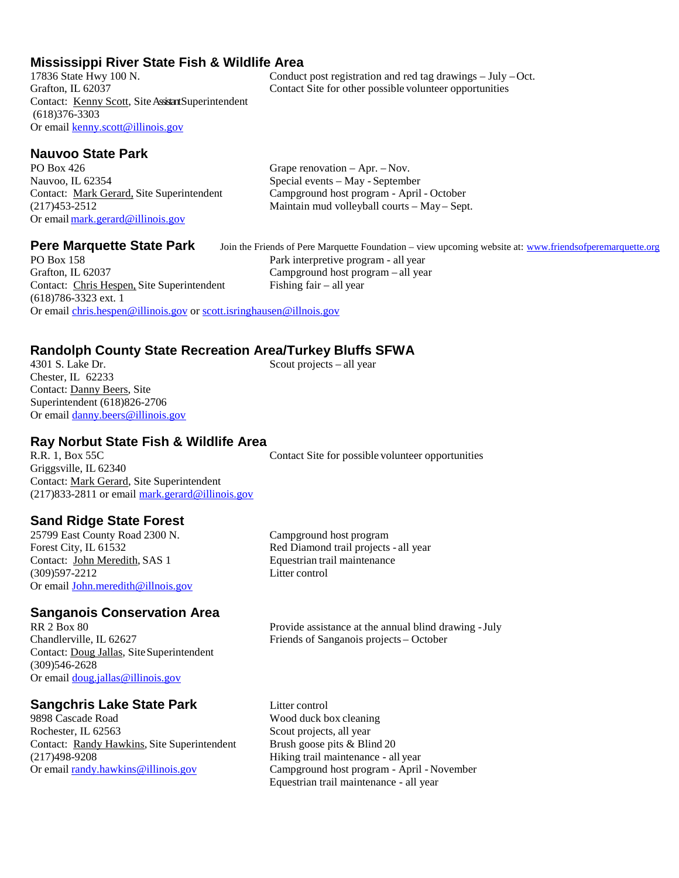## Mississippi River State Fish & Wildlife Area

17836 State Hwy 100 N.
Grafton, IL 62037
Contact: Kenny Scott, Site Assistant Superintendent
(618)376-3303
Or email kenny.scott@illinois.gov

Conduct post registration and red tag drawings – July – Oct.
Contact Site for other possible volunteer opportunities

## Nauvoo State Park

PO Box 426
Nauvoo, IL 62354
Contact: Mark Gerard, Site Superintendent
(217)453-2512
Or email mark.gerard@illinois.gov

Grape renovation – Apr. – Nov.
Special events – May - September
Campground host program - April - October
Maintain mud volleyball courts – May – Sept.

## Pere Marquette State Park

Join the Friends of Pere Marquette Foundation – view upcoming website at: www.friendsofperemarquette.org

PO Box 158
Grafton, IL 62037
Contact: Chris Hespen, Site Superintendent
(618)786-3323 ext. 1
Or email chris.hespen@illinois.gov or scott.isringhausen@illnois.gov

Park interpretive program - all year
Campground host program – all year
Fishing fair – all year

## Randolph County State Recreation Area/Turkey Bluffs SFWA

4301 S. Lake Dr.
Chester, IL 62233
Contact: Danny Beers, Site Superintendent (618)826-2706
Or email danny.beers@illinois.gov

Scout projects – all year

## Ray Norbut State Fish & Wildlife Area

R.R. 1, Box 55C
Griggsville, IL 62340
Contact: Mark Gerard, Site Superintendent
(217)833-2811 or email mark.gerard@illinois.gov

Contact Site for possible volunteer opportunities

## Sand Ridge State Forest

25799 East County Road 2300 N.
Forest City, IL 61532
Contact: John Meredith, SAS 1
(309)597-2212
Or email John.meredith@illnois.gov

Campground host program
Red Diamond trail projects - all year
Equestrian trail maintenance
Litter control

## Sanganois Conservation Area

RR 2 Box 80
Chandlerville, IL 62627
Contact: Doug Jallas, Site Superintendent
(309)546-2628
Or email doug.jallas@illinois.gov

Provide assistance at the annual blind drawing - July
Friends of Sanganois projects – October

## Sangchris Lake State Park

9898 Cascade Road
Rochester, IL 62563
Contact: Randy Hawkins, Site Superintendent
(217)498-9208
Or email randy.hawkins@illinois.gov

Litter control
Wood duck box cleaning
Scout projects, all year
Brush goose pits & Blind 20
Hiking trail maintenance - all year
Campground host program - April - November
Equestrian trail maintenance - all year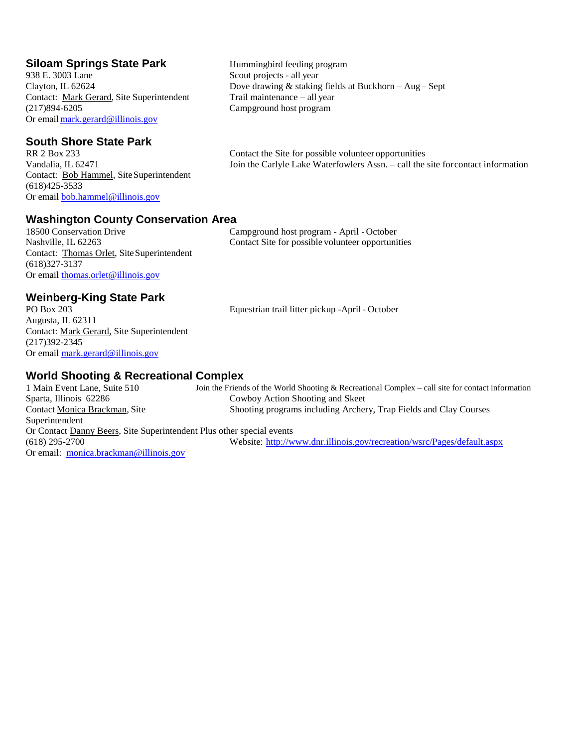## Siloam Springs State Park

938 E. 3003 Lane
Clayton, IL 62624
Contact: Mark Gerard, Site Superintendent
(217)894-6205
Or email mark.gerard@illinois.gov

Hummingbird feeding program
Scout projects - all year
Dove drawing & staking fields at Buckhorn – Aug – Sept
Trail maintenance – all year
Campground host program

## South Shore State Park

RR 2 Box 233
Vandalia, IL 62471
Contact: Bob Hammel, Site Superintendent
(618)425-3533
Or email bob.hammel@illinois.gov

Contact the Site for possible volunteer opportunities
Join the Carlyle Lake Waterfowlers Assn. – call the site for contact information

## Washington County Conservation Area

18500 Conservation Drive
Nashville, IL 62263
Contact: Thomas Orlet, Site Superintendent
(618)327-3137
Or email thomas.orlet@illinois.gov

Campground host program - April - October
Contact Site for possible volunteer opportunities

## Weinberg-King State Park

PO Box 203
Augusta, IL 62311
Contact: Mark Gerard, Site Superintendent
(217)392-2345
Or email mark.gerard@illinois.gov

Equestrian trail litter pickup -April - October

## World Shooting & Recreational Complex

1 Main Event Lane, Suite 510
Sparta, Illinois 62286
Contact Monica Brackman, Site Superintendent
Or Contact Danny Beers, Site Superintendent
(618) 295-2700
Or email: monica.brackman@illinois.gov

Join the Friends of the World Shooting & Recreational Complex – call site for contact information
Cowboy Action Shooting and Skeet
Shooting programs including Archery, Trap Fields and Clay Courses
Plus other special events
Website: http://www.dnr.illinois.gov/recreation/wsrc/Pages/default.aspx